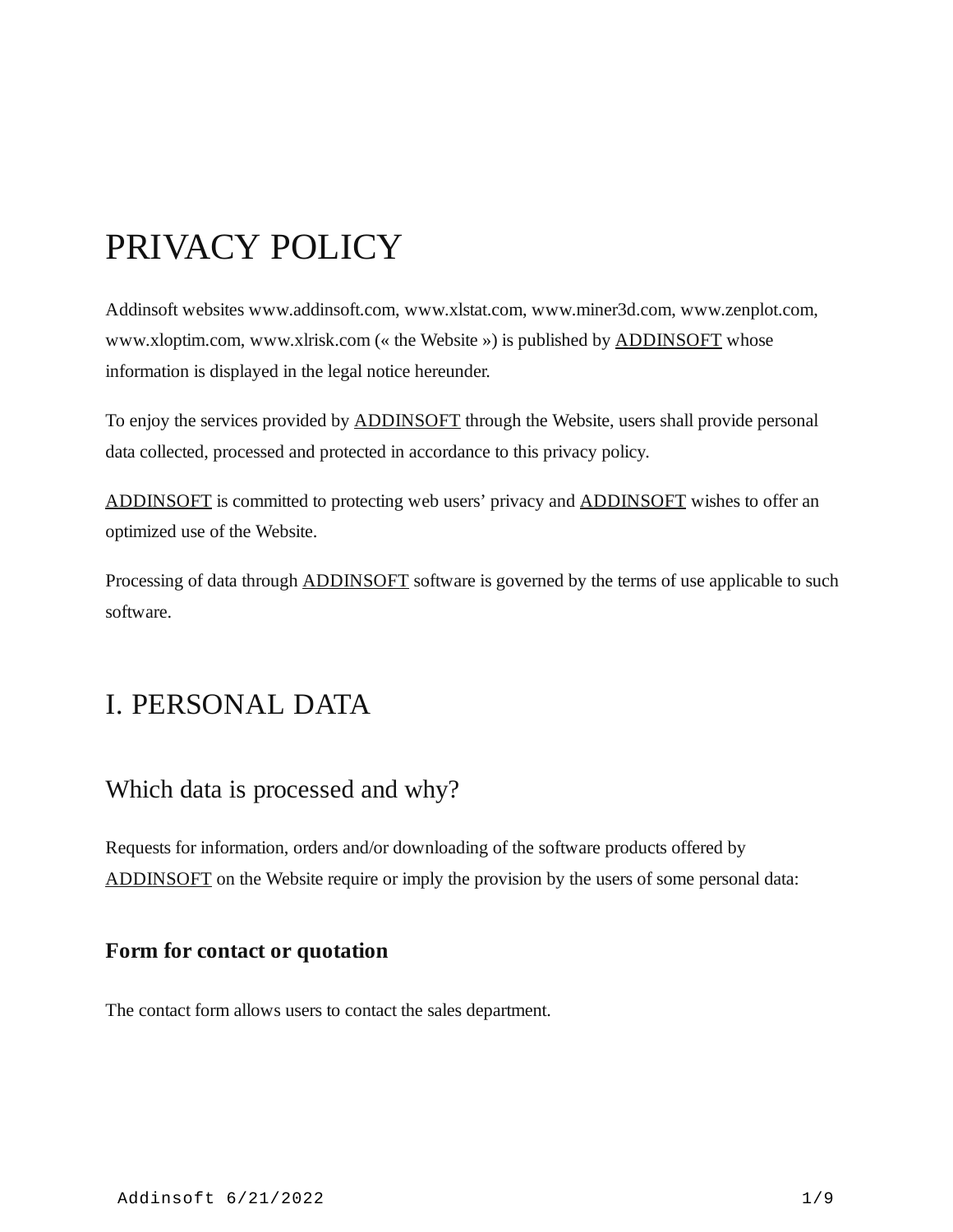# PRIVACY POLICY

Addinsoft websites www.addinsoft.com, www.xlstat.com, www.miner3d.com, www.zenplot.com, www.xloptim.com, www.xlrisk.com (« the Website ») is published by ADDINSOFT whose information is displayed in the legal notice hereunder.

To enjoy the services provided by ADDINSOFT through the Website, users shall provide personal data collected, processed and protected in accordance to this privacy policy.

ADDINSOFT is committed to protecting web users' privacy and ADDINSOFT wishes to offer an optimized use of the Website.

Processing of data through ADDINSOFT software is governed by the terms of use applicable to such software.

# I. PERSONAL DATA

## Which data is processed and why?

Requests for information, orders and/or downloading of the software products offered by ADDINSOFT on the Website require or imply the provision by the users of some personal data:

### Form for contact or quotation

The contact form allows users to contact the sales department.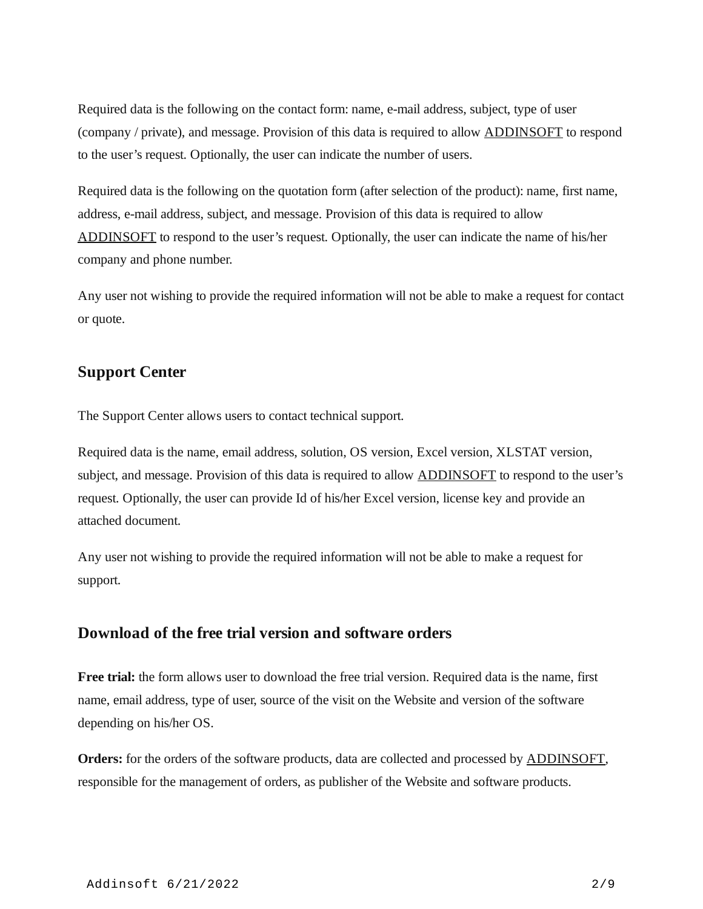Required data is the following on the contact form: name, e-mail address, subject, type of user (company / private), and message. Provision of this data is required to allow ADDINSOFT to respond to the user's request. Optionally, the user can indicate the number of users.

Required data is the following on the quotation form (after selection of the product): name, first name, address, e-mail address, subject, and message. Provision of this data is required to allow ADDINSOFT to respond to the user's request. Optionally, the user can indicate the name of his/her company and phone number.

Any user not wishing to provide the required information will not be able to make a request for contact or quote.

## Support Center

The Support Center allows users to contact technical support.

Required data is the name, email address, solution, OS version, Excel version, XLSTAT version, subject, and message. Provision of this data is required to allow ADDINSOFT to respond to the user's request. Optionally, the user can provide Id of his/her Excel version, license key and provide an attached document.

Any user not wishing to provide the required information will not be able to make a request for support.

## Download of the free trial version and software orders

**Free trial:** the form allows user to download the free trial version. Required data is the name, first name, email address, type of user, source of the visit on the Website and version of the software depending on his/her OS.

**Orders:** for the orders of the software products, data are collected and processed by ADDINSOFT, responsible for the management of orders, as publisher of the Website and software products.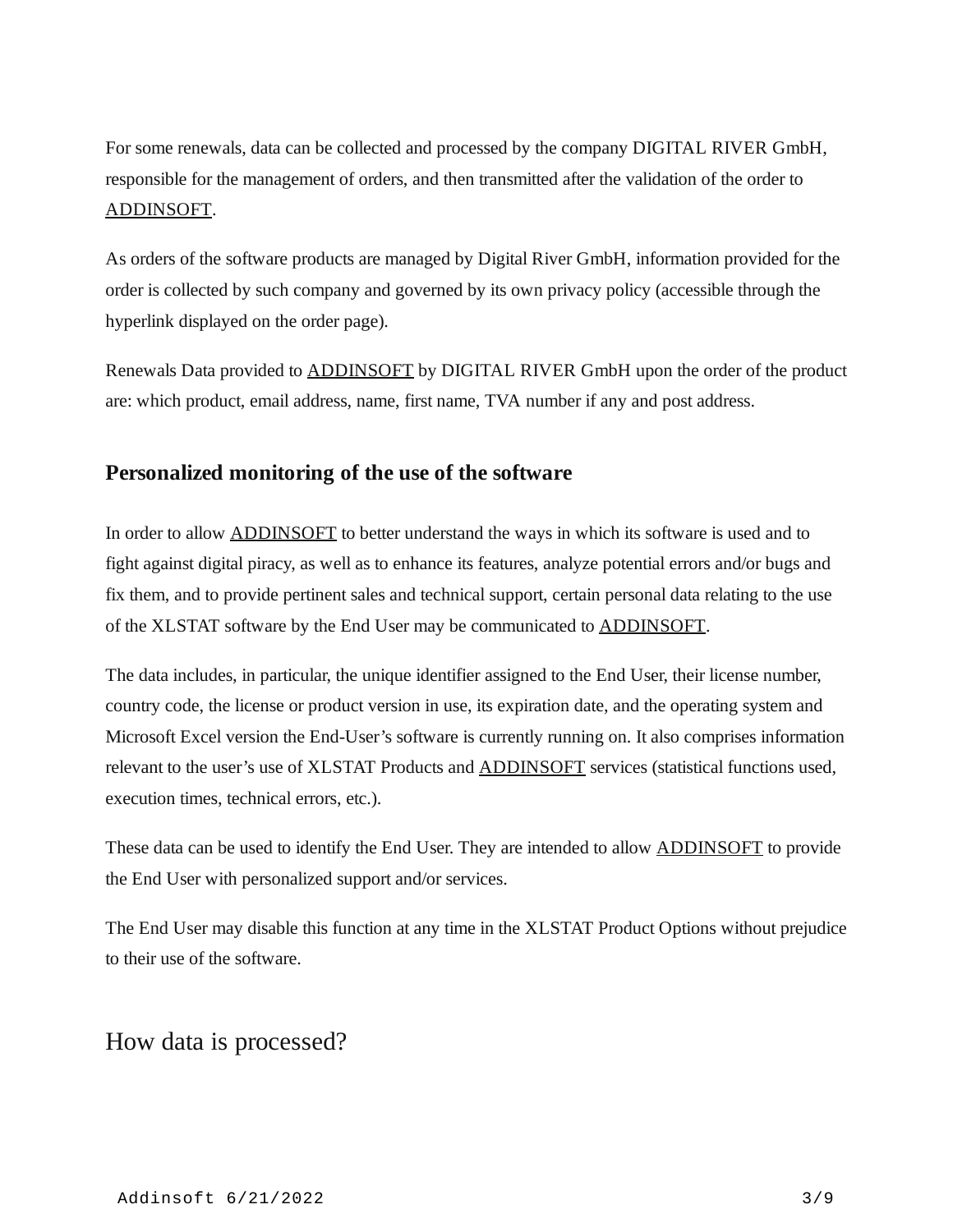For some renewals, data can be collected and processed by the company DIGITAL RIVER GmbH, responsible for the management of orders, and then transmitted after the validation of the order to ADDINSOFT.

As orders of the software products are managed by Digital River GmbH, information provided for the order is collected by such company and governed by its own privacy policy (accessible through the hyperlink displayed on the order page).

Renewals Data provided to ADDINSOFT by DIGITAL RIVER GmbH upon the order of the product are: which product, email address, name, first name, TVA number if any and post address.

### Personalized monitoring of the use of the software

In order to allow ADDINSOFT to better understand the ways in which its software is used and to fight against digital piracy, as well as to enhance its features, analyze potential errors and/or bugs and fix them, and to provide pertinent sales and technical support, certain personal data relating to the use of the XLSTAT software by the End User may be communicated to ADDINSOFT.

The data includes, in particular, the unique identifier assigned to the End User, their license number, country code, the license or product version in use, its expiration date, and the operating system and Microsoft Excel version the End-User's software is currently running on. It also comprises information relevant to the user's use of XLSTAT Products and ADDINSOFT services (statistical functions used, execution times, technical errors, etc.).

These data can be used to identify the End User. They are intended to allow ADDINSOFT to provide the End User with personalized support and/or services.

The End User may disable this function at any time in the XLSTAT Product Options without prejudice to their use of the software.

## How data is processed?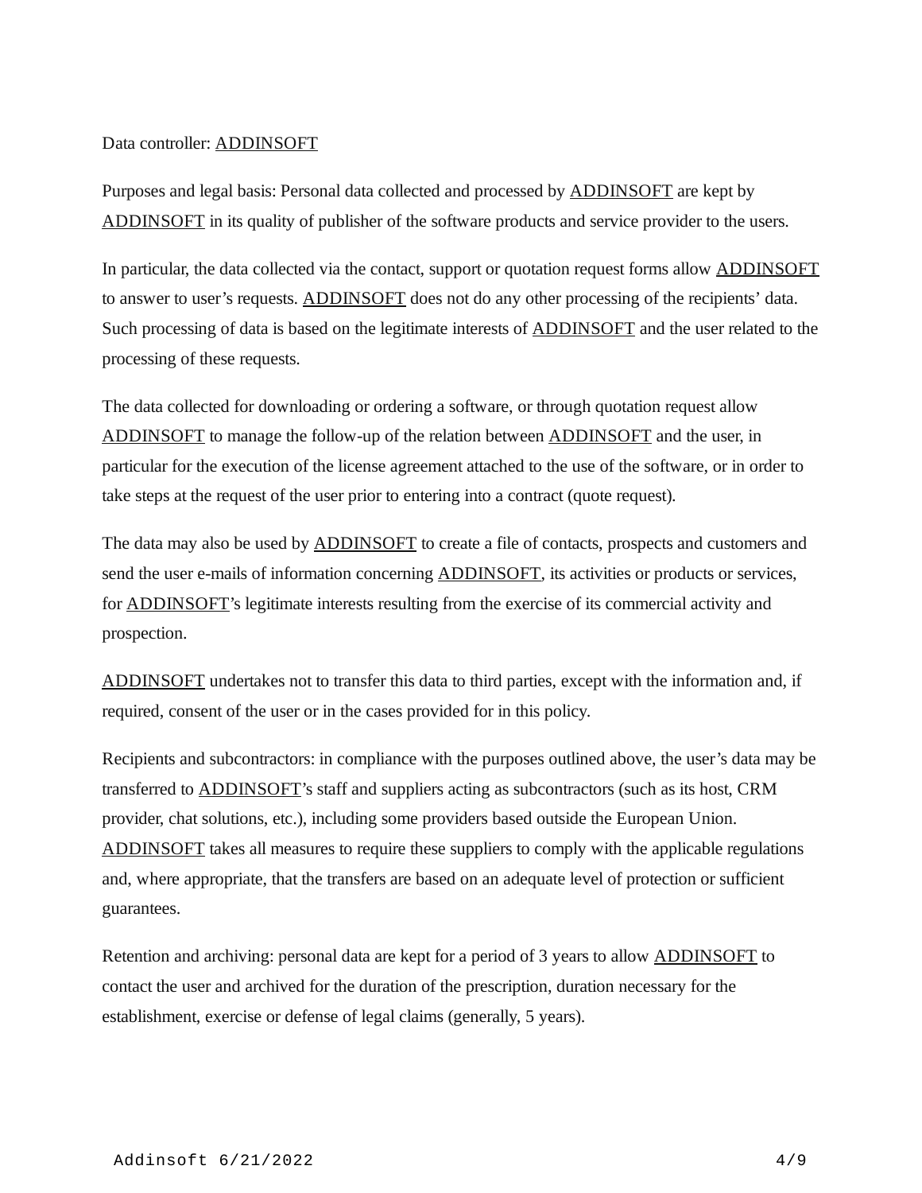Data controller: ADDINSOFT

Purposes and legal basis: Personal data collected and processed by ADDINSOFT are kept by ADDINSOFT in its quality of publisher of the software products and service provider to the users.

In particular, the data collected via the contact, support or quotation request forms allow ADDINSOFT to answer to user's requests. ADDINSOFT does not do any other processing of the recipients' data. Such processing of data is based on the legitimate interests of ADDINSOFT and the user related to the processing of these requests.

The data collected for downloading or ordering a software, or through quotation request allow ADDINSOFT to manage the follow-up of the relation between ADDINSOFT and the user, in particular for the execution of the license agreement attached to the use of the software, or in order to take steps at the request of the user prior to entering into a contract (quote request).

The data may also be used by ADDINSOFT to create a file of contacts, prospects and customers and send the user e-mails of information concerning ADDINSOFT, its activities or products or services, for ADDINSOFT's legitimate interests resulting from the exercise of its commercial activity and prospection.

ADDINSOFT undertakes not to transfer this data to third parties, except with the information and, if required, consent of the user or in the cases provided for in this policy.

Recipients and subcontractors: in compliance with the purposes outlined above, the user's data may be transferred to ADDINSOFT's staff and suppliers acting as subcontractors (such as its host, CRM provider, chat solutions, etc.), including some providers based outside the European Union. ADDINSOFT takes all measures to require these suppliers to comply with the applicable regulations and, where appropriate, that the transfers are based on an adequate level of protection or sufficient guarantees.

Retention and archiving: personal data are kept for a period of 3 years to allow ADDINSOFT to contact the user and archived for the duration of the prescription, duration necessary for the establishment, exercise or defense of legal claims (generally, 5 years).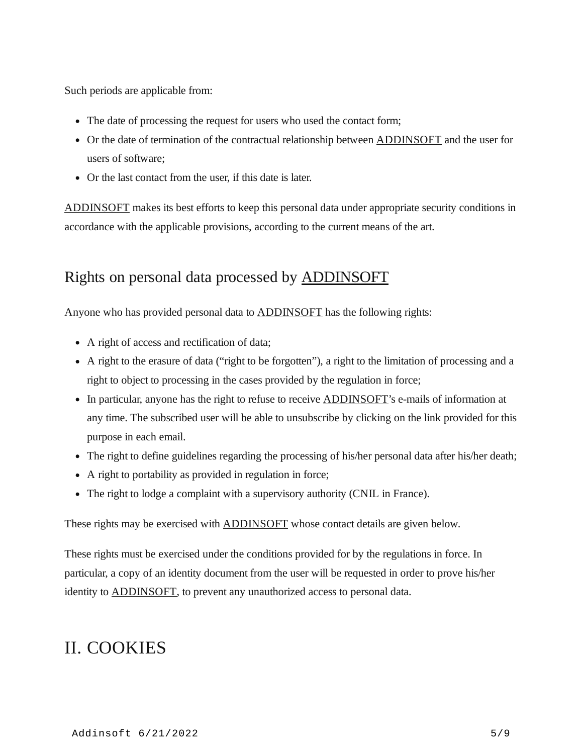Such periods are applicable from:

- The date of processing the request for users who used the contact form;
- Or the date of termination of the contractual relationship between ADDINSOFT and the user for users of software;
- Or the last contact from the user, if this date is later.

ADDINSOFT makes its best efforts to keep this personal data under appropriate security conditions in accordance with the applicable provisions, according to the current means of the art.

## Rights on personal data processed by ADDINSOFT

Anyone who has provided personal data to ADDINSOFT has the following rights:

- A right of access and rectification of data;
- A right to the erasure of data ("right to be forgotten"), a right to the limitation of processing and a right to object to processing in the cases provided by the regulation in force;
- In particular, anyone has the right to refuse to receive ADDINSOFT's e-mails of information at any time. The subscribed user will be able to unsubscribe by clicking on the link provided for this purpose in each email.
- The right to define guidelines regarding the processing of his/her personal data after his/her death;
- A right to portability as provided in regulation in force;
- The right to lodge a complaint with a supervisory authority (CNIL in France).

These rights may be exercised with ADDINSOFT whose contact details are given below.

These rights must be exercised under the conditions provided for by the regulations in force. In particular, a copy of an identity document from the user will be requested in order to prove his/her identity to ADDINSOFT, to prevent any unauthorized access to personal data.

# II. COOKIES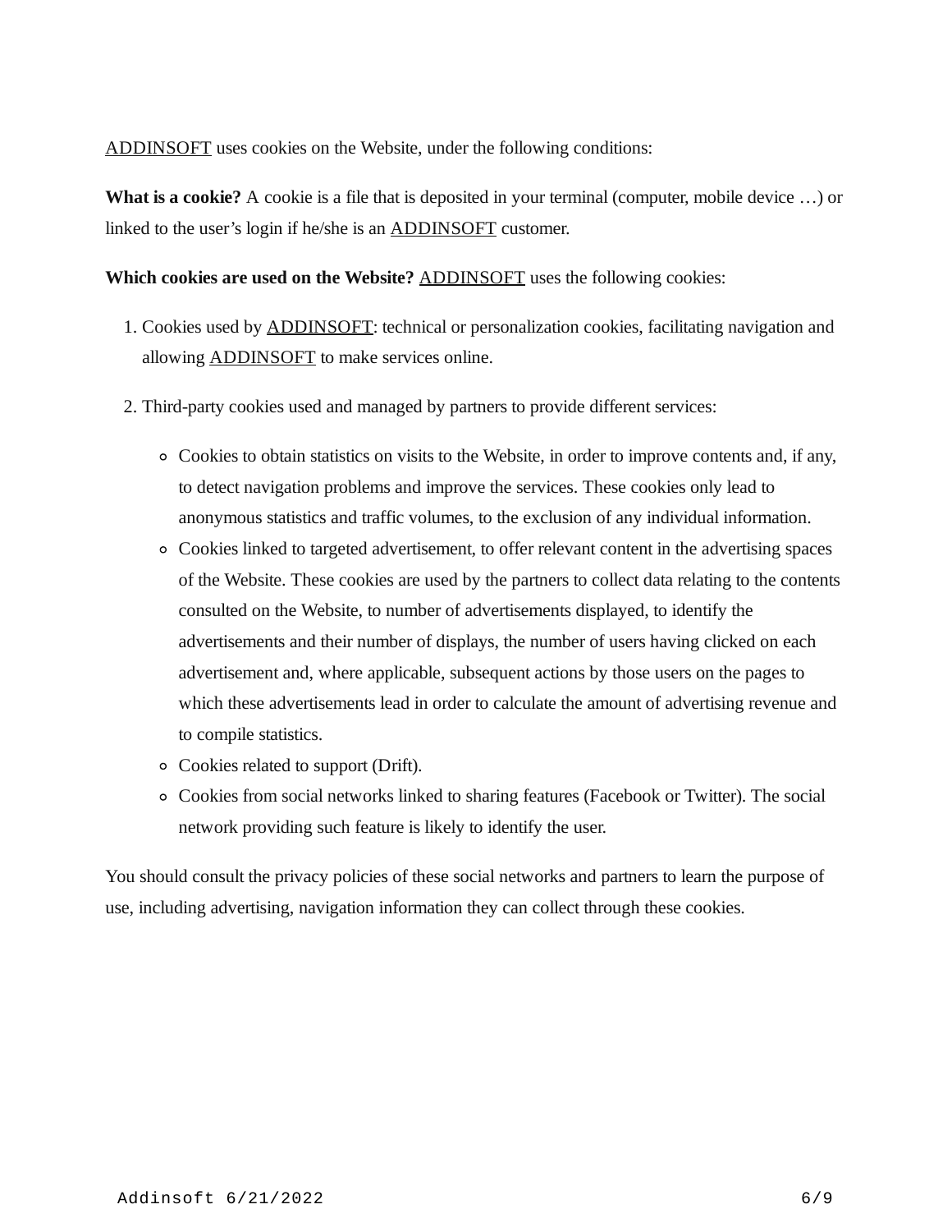ADDINSOFT uses cookies on the Website, under the following conditions:

**What is a cookie?** A cookie is a file that is deposited in your terminal (computer, mobile device …) or linked to the user's login if he/she is an ADDINSOFT customer.

**Which cookies are used on the Website?** ADDINSOFT uses the following cookies:

1. Cookies used by ADDINSOFT: technical or personalization cookies, facilitating navigation and allowing ADDINSOFT to make services online.
2. Third-party cookies used and managed by partners to provide different services:
   - Cookies to obtain statistics on visits to the Website, in order to improve contents and, if any, to detect navigation problems and improve the services. These cookies only lead to anonymous statistics and traffic volumes, to the exclusion of any individual information.
   - Cookies linked to targeted advertisement, to offer relevant content in the advertising spaces of the Website. These cookies are used by the partners to collect data relating to the contents consulted on the Website, to number of advertisements displayed, to identify the advertisements and their number of displays, the number of users having clicked on each advertisement and, where applicable, subsequent actions by those users on the pages to which these advertisements lead in order to calculate the amount of advertising revenue and to compile statistics.
   - Cookies related to support (Drift).
   - Cookies from social networks linked to sharing features (Facebook or Twitter). The social network providing such feature is likely to identify the user.

You should consult the privacy policies of these social networks and partners to learn the purpose of use, including advertising, navigation information they can collect through these cookies.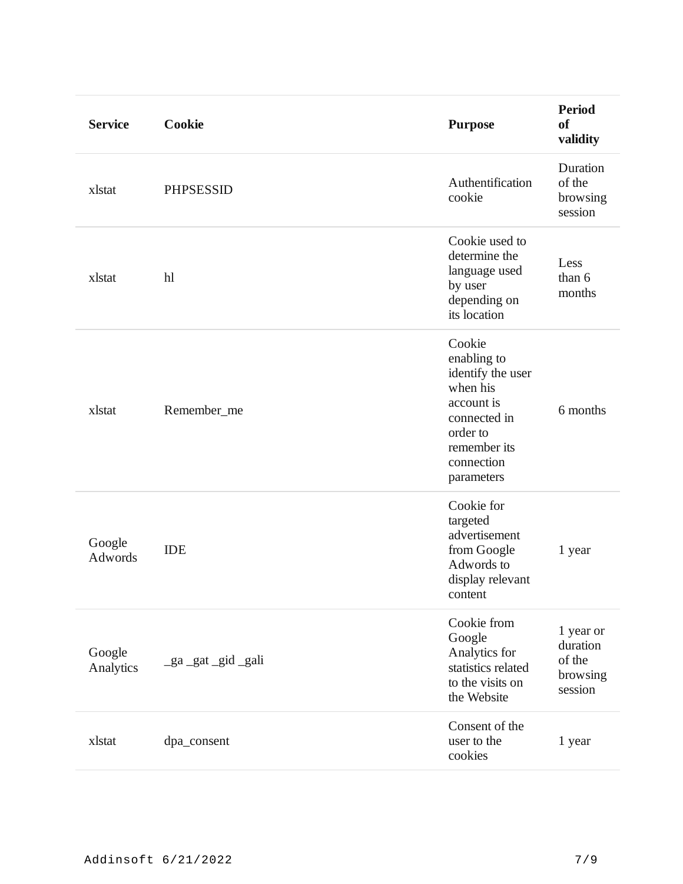| Service | Cookie | Purpose | Period of validity |
| --- | --- | --- | --- |
| xlstat | PHPSESSID | Authentification cookie | Duration of the browsing session |
| xlstat | hl | Cookie used to determine the language used by user depending on its location | Less than 6 months |
| xlstat | Remember_me | Cookie enabling to identify the user when his account is connected in order to remember its connection parameters | 6 months |
| Google Adwords | IDE | Cookie for targeted advertisement from Google Adwords to display relevant content | 1 year |
| Google Analytics | _ga _gat _gid _gali | Cookie from Google Analytics for statistics related to the visits on the Website | 1 year or duration of the browsing session |
| xlstat | dpa_consent | Consent of the user to the cookies | 1 year |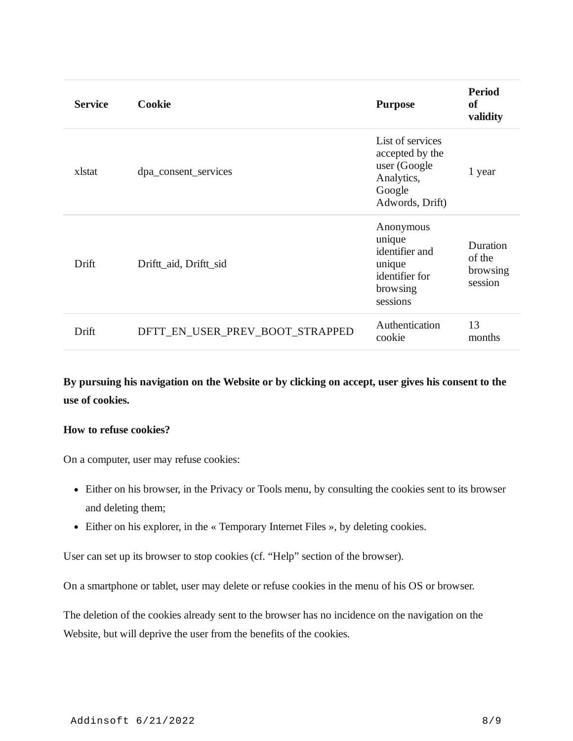| Service | Cookie | Purpose | Period of validity |
| --- | --- | --- | --- |
| xlstat | dpa_consent_services | List of services accepted by the user (Google Analytics, Google Adwords, Drift) | 1 year |
| Drift | Driftt_aid, Driftt_sid | Anonymous unique identifier and unique identifier for browsing sessions | Duration of the browsing session |
| Drift | DFTT_EN_USER_PREV_BOOT_STRAPPED | Authentication cookie | 13 months |

**By pursuing his navigation on the Website or by clicking on accept, user gives his consent to the use of cookies.**

**How to refuse cookies?**

On a computer, user may refuse cookies:

- Either on his browser, in the Privacy or Tools menu, by consulting the cookies sent to its browser and deleting them;
- Either on his explorer, in the « Temporary Internet Files », by deleting cookies.

User can set up its browser to stop cookies (cf. "Help" section of the browser).

On a smartphone or tablet, user may delete or refuse cookies in the menu of his OS or browser.

The deletion of the cookies already sent to the browser has no incidence on the navigation on the Website, but will deprive the user from the benefits of the cookies.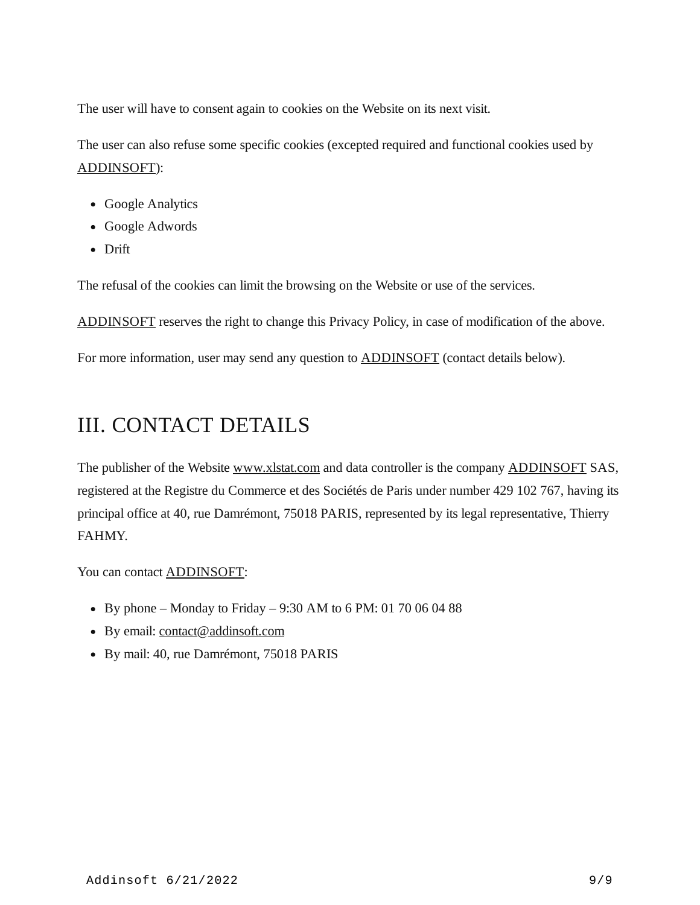The user will have to consent again to cookies on the Website on its next visit.

The user can also refuse some specific cookies (excepted required and functional cookies used by ADDINSOFT):

- Google Analytics
- Google Adwords
- Drift

The refusal of the cookies can limit the browsing on the Website or use of the services.

ADDINSOFT reserves the right to change this Privacy Policy, in case of modification of the above.

For more information, user may send any question to ADDINSOFT (contact details below).

## III. CONTACT DETAILS

The publisher of the Website www.xlstat.com and data controller is the company ADDINSOFT SAS, registered at the Registre du Commerce et des Sociétés de Paris under number 429 102 767, having its principal office at 40, rue Damrémont, 75018 PARIS, represented by its legal representative, Thierry FAHMY.

You can contact ADDINSOFT:

- By phone – Monday to Friday – 9:30 AM to 6 PM: 01 70 06 04 88
- By email: contact@addinsoft.com
- By mail: 40, rue Damrémont, 75018 PARIS